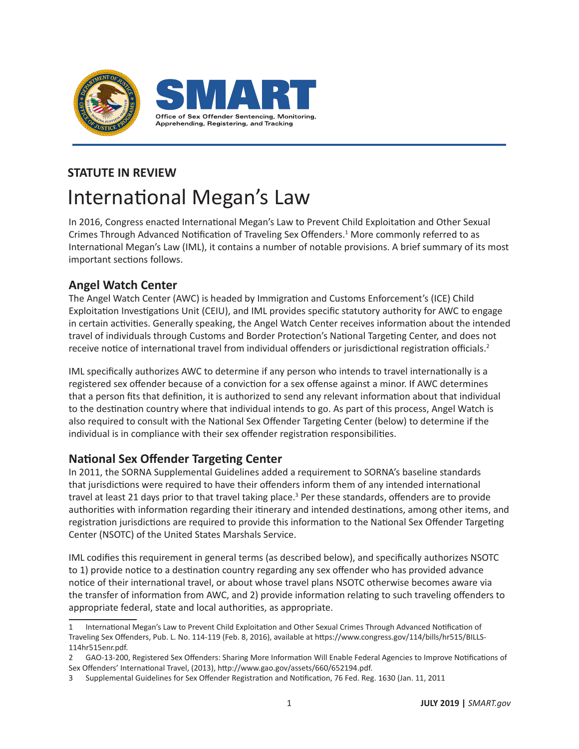Office of Sex Offender Sentencing, Monitoring, Apprehending, Registering, and Tracking

**STATUTE IN REVIEW**

# International Megan's Law

In 2016, Congress enacted International Megan's Law to Prevent Child Exploitation and Other Sexual Crimes Through Advanced Notification of Traveling Sex Offenders.[1] More commonly referred to as International Megan's Law (IML), it contains a number of notable provisions. A brief summary of its most important sections follows.

## Angel Watch Center

The Angel Watch Center (AWC) is headed by Immigration and Customs Enforcement's (ICE) Child Exploitation Investigations Unit (CEIU), and IML provides specific statutory authority for AWC to engage in certain activities. Generally speaking, the Angel Watch Center receives information about the intended travel of individuals through Customs and Border Protection's National Targeting Center, and does not receive notice of international travel from individual offenders or jurisdictional registration officials.[2]

IML specifically authorizes AWC to determine if any person who intends to travel internationally is a registered sex offender because of a conviction for a sex offense against a minor. If AWC determines that a person fits that definition, it is authorized to send any relevant information about that individual to the destination country where that individual intends to go. As part of this process, Angel Watch is also required to consult with the National Sex Offender Targeting Center (below) to determine if the individual is in compliance with their sex offender registration responsibilities.

## National Sex Offender Targeting Center

In 2011, the SORNA Supplemental Guidelines added a requirement to SORNA's baseline standards that jurisdictions were required to have their offenders inform them of any intended international travel at least 21 days prior to that travel taking place.[3] Per these standards, offenders are to provide authorities with information regarding their itinerary and intended destinations, among other items, and registration jurisdictions are required to provide this information to the National Sex Offender Targeting Center (NSOTC) of the United States Marshals Service.

IML codifies this requirement in general terms (as described below), and specifically authorizes NSOTC to 1) provide notice to a destination country regarding any sex offender who has provided advance notice of their international travel, or about whose travel plans NSOTC otherwise becomes aware via the transfer of information from AWC, and 2) provide information relating to such traveling offenders to appropriate federal, state and local authorities, as appropriate.

---

1 International Megan's Law to Prevent Child Exploitation and Other Sexual Crimes Through Advanced Notification of Traveling Sex Offenders, Pub. L. No. 114-119 (Feb. 8, 2016), available at https://www.congress.gov/114/bills/hr515/BILLS-114hr515enr.pdf.

2 GAO-13-200, Registered Sex Offenders: Sharing More Information Will Enable Federal Agencies to Improve Notifications of Sex Offenders' International Travel, (2013), http://www.gao.gov/assets/660/652194.pdf.

3 Supplemental Guidelines for Sex Offender Registration and Notification, 76 Fed. Reg. 1630 (Jan. 11, 2011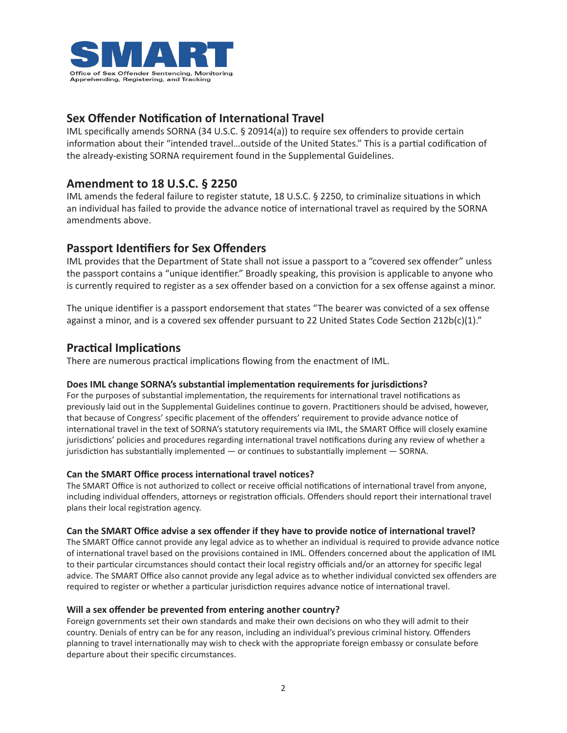## Sex Offender Notification of International Travel

IML specifically amends SORNA (34 U.S.C. § 20914(a)) to require sex offenders to provide certain information about their "intended travel…outside of the United States." This is a partial codification of the already-existing SORNA requirement found in the Supplemental Guidelines.

## Amendment to 18 U.S.C. § 2250

IML amends the federal failure to register statute, 18 U.S.C. § 2250, to criminalize situations in which an individual has failed to provide the advance notice of international travel as required by the SORNA amendments above.

## Passport Identifiers for Sex Offenders

IML provides that the Department of State shall not issue a passport to a "covered sex offender" unless the passport contains a "unique identifier." Broadly speaking, this provision is applicable to anyone who is currently required to register as a sex offender based on a conviction for a sex offense against a minor.

The unique identifier is a passport endorsement that states "The bearer was convicted of a sex offense against a minor, and is a covered sex offender pursuant to 22 United States Code Section 212b(c)(1)."

## Practical Implications

There are numerous practical implications flowing from the enactment of IML.

### Does IML change SORNA's substantial implementation requirements for jurisdictions?

For the purposes of substantial implementation, the requirements for international travel notifications as previously laid out in the Supplemental Guidelines continue to govern. Practitioners should be advised, however, that because of Congress' specific placement of the offenders' requirement to provide advance notice of international travel in the text of SORNA's statutory requirements via IML, the SMART Office will closely examine jurisdictions' policies and procedures regarding international travel notifications during any review of whether a jurisdiction has substantially implemented — or continues to substantially implement — SORNA.

### Can the SMART Office process international travel notices?

The SMART Office is not authorized to collect or receive official notifications of international travel from anyone, including individual offenders, attorneys or registration officials. Offenders should report their international travel plans their local registration agency.

### Can the SMART Office advise a sex offender if they have to provide notice of international travel?

The SMART Office cannot provide any legal advice as to whether an individual is required to provide advance notice of international travel based on the provisions contained in IML. Offenders concerned about the application of IML to their particular circumstances should contact their local registry officials and/or an attorney for specific legal advice. The SMART Office also cannot provide any legal advice as to whether individual convicted sex offenders are required to register or whether a particular jurisdiction requires advance notice of international travel.

### Will a sex offender be prevented from entering another country?

Foreign governments set their own standards and make their own decisions on who they will admit to their country. Denials of entry can be for any reason, including an individual's previous criminal history. Offenders planning to travel internationally may wish to check with the appropriate foreign embassy or consulate before departure about their specific circumstances.